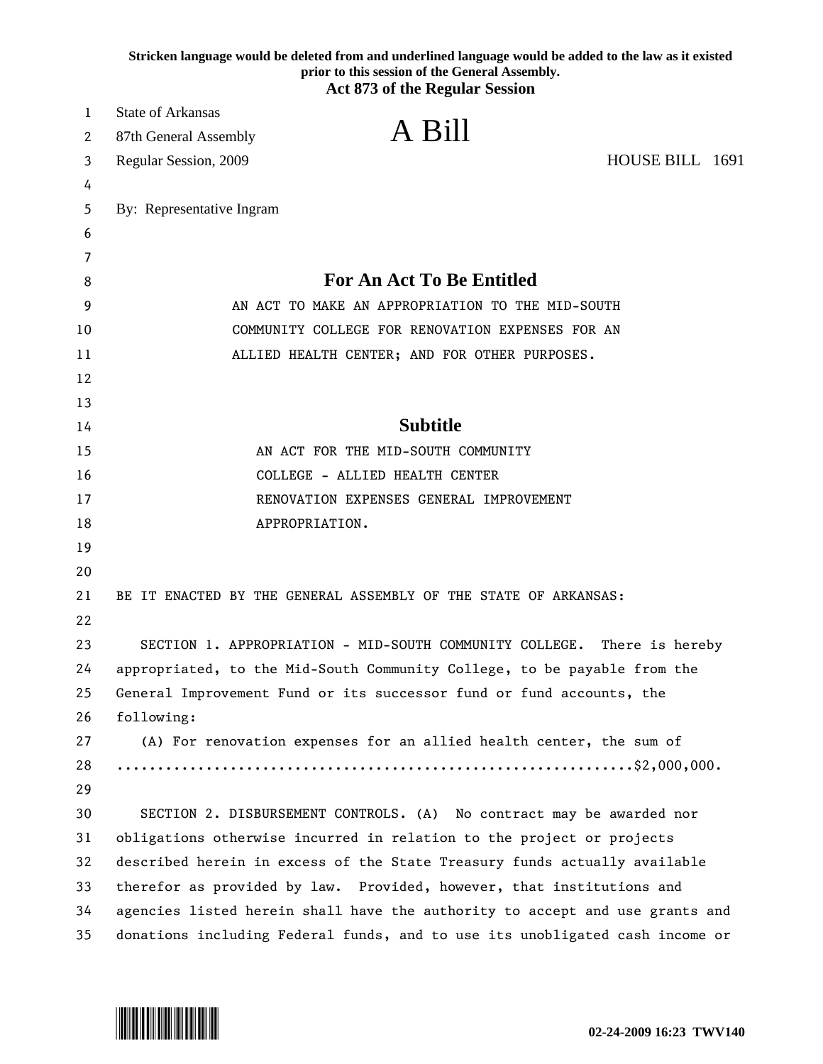**Stricken language would be deleted from and underlined language would be added to the law as it existed prior to this session of the General Assembly.**

**Act 873 of the Regular Session**

State of Arkansas
87th General Assembly
Regular Session, 2009

# A Bill

HOUSE BILL 1691

By: Representative Ingram

## For An Act To Be Entitled

AN ACT TO MAKE AN APPROPRIATION TO THE MID-SOUTH COMMUNITY COLLEGE FOR RENOVATION EXPENSES FOR AN ALLIED HEALTH CENTER; AND FOR OTHER PURPOSES.

## Subtitle

AN ACT FOR THE MID-SOUTH COMMUNITY COLLEGE - ALLIED HEALTH CENTER RENOVATION EXPENSES GENERAL IMPROVEMENT APPROPRIATION.

BE IT ENACTED BY THE GENERAL ASSEMBLY OF THE STATE OF ARKANSAS:

SECTION 1. APPROPRIATION - MID-SOUTH COMMUNITY COLLEGE. There is hereby appropriated, to the Mid-South Community College, to be payable from the General Improvement Fund or its successor fund or fund accounts, the following:

(A) For renovation expenses for an allied health center, the sum of ..............................................................$2,000,000.

SECTION 2. DISBURSEMENT CONTROLS. (A) No contract may be awarded nor obligations otherwise incurred in relation to the project or projects described herein in excess of the State Treasury funds actually available therefor as provided by law. Provided, however, that institutions and agencies listed herein shall have the authority to accept and use grants and donations including Federal funds, and to use its unobligated cash income or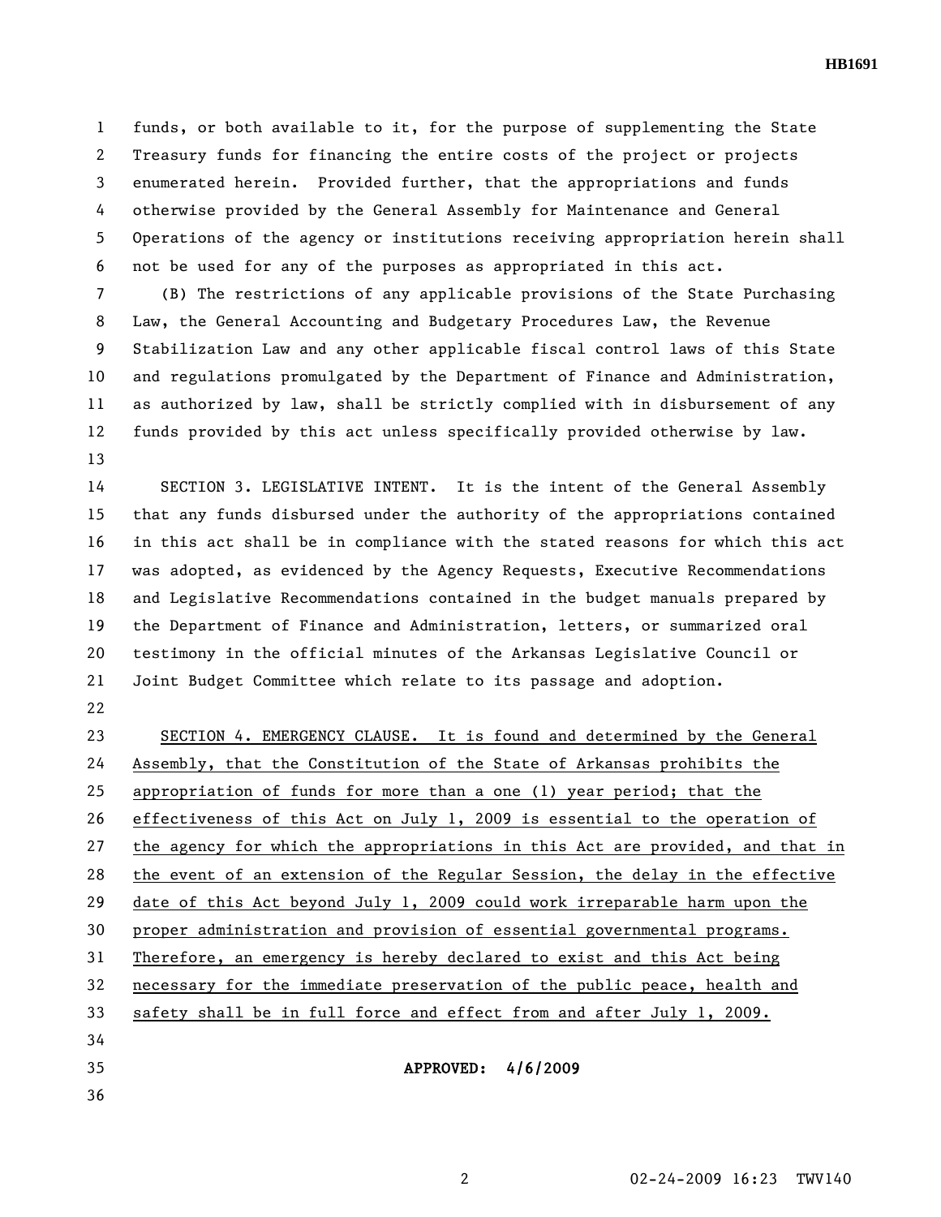funds, or both available to it, for the purpose of supplementing the State Treasury funds for financing the entire costs of the project or projects enumerated herein. Provided further, that the appropriations and funds otherwise provided by the General Assembly for Maintenance and General Operations of the agency or institutions receiving appropriation herein shall not be used for any of the purposes as appropriated in this act.

(B) The restrictions of any applicable provisions of the State Purchasing Law, the General Accounting and Budgetary Procedures Law, the Revenue Stabilization Law and any other applicable fiscal control laws of this State and regulations promulgated by the Department of Finance and Administration, as authorized by law, shall be strictly complied with in disbursement of any funds provided by this act unless specifically provided otherwise by law.

SECTION 3. LEGISLATIVE INTENT. It is the intent of the General Assembly that any funds disbursed under the authority of the appropriations contained in this act shall be in compliance with the stated reasons for which this act was adopted, as evidenced by the Agency Requests, Executive Recommendations and Legislative Recommendations contained in the budget manuals prepared by the Department of Finance and Administration, letters, or summarized oral testimony in the official minutes of the Arkansas Legislative Council or Joint Budget Committee which relate to its passage and adoption.

SECTION 4. EMERGENCY CLAUSE. It is found and determined by the General Assembly, that the Constitution of the State of Arkansas prohibits the appropriation of funds for more than a one (1) year period; that the effectiveness of this Act on July 1, 2009 is essential to the operation of the agency for which the appropriations in this Act are provided, and that in the event of an extension of the Regular Session, the delay in the effective date of this Act beyond July 1, 2009 could work irreparable harm upon the proper administration and provision of essential governmental programs. Therefore, an emergency is hereby declared to exist and this Act being necessary for the immediate preservation of the public peace, health and safety shall be in full force and effect from and after July 1, 2009.

**APPROVED: 4/6/2009**